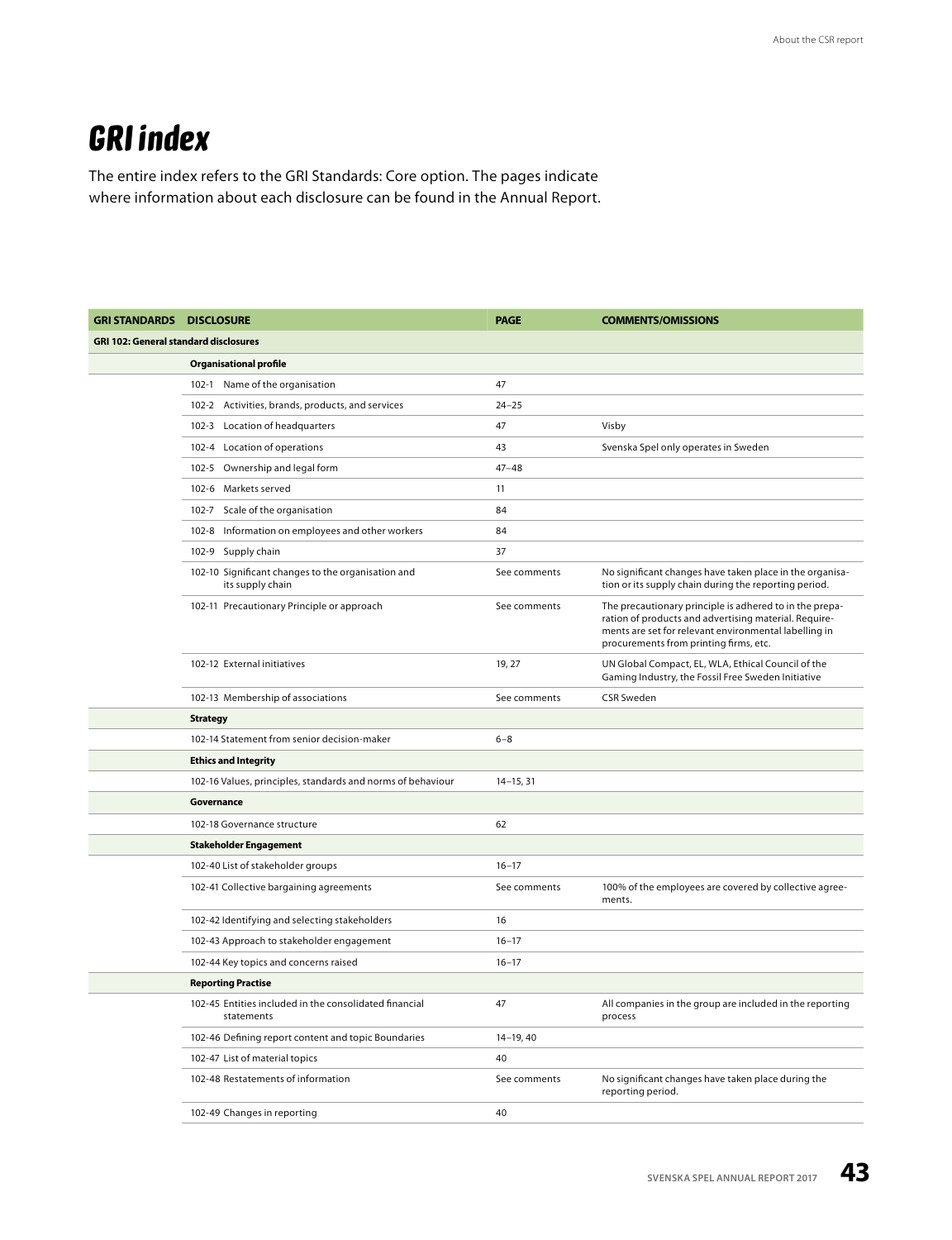# GRI index

The entire index refers to the GRI Standards: Core option. The pages indicate where information about each disclosure can be found in the Annual Report.

| GRI STANDARDS | DISCLOSURE | PAGE | COMMENTS/OMISSIONS |
|---|---|---|---|
| **GRI 102: General standard disclosures** | | | |
| | **Organisational profile** | | |
| | 102-1 Name of the organisation | 47 | |
| | 102-2 Activities, brands, products, and services | 24–25 | |
| | 102-3 Location of headquarters | 47 | Visby |
| | 102-4 Location of operations | 43 | Svenska Spel only operates in Sweden |
| | 102-5 Ownership and legal form | 47–48 | |
| | 102-6 Markets served | 11 | |
| | 102-7 Scale of the organisation | 84 | |
| | 102-8 Information on employees and other workers | 84 | |
| | 102-9 Supply chain | 37 | |
| | 102-10 Significant changes to the organisation and its supply chain | See comments | No significant changes have taken place in the organisation or its supply chain during the reporting period. |
| | 102-11 Precautionary Principle or approach | See comments | The precautionary principle is adhered to in the preparation of products and advertising material. Requirements are set for relevant environmental labelling in procurements from printing firms, etc. |
| | 102-12 External initiatives | 19, 27 | UN Global Compact, EL, WLA, Ethical Council of the Gaming Industry, the Fossil Free Sweden Initiative |
| | 102-13 Membership of associations | See comments | CSR Sweden |
| | **Strategy** | | |
| | 102-14 Statement from senior decision-maker | 6–8 | |
| | **Ethics and Integrity** | | |
| | 102-16 Values, principles, standards and norms of behaviour | 14–15, 31 | |
| | **Governance** | | |
| | 102-18 Governance structure | 62 | |
| | **Stakeholder Engagement** | | |
| | 102-40 List of stakeholder groups | 16–17 | |
| | 102-41 Collective bargaining agreements | See comments | 100% of the employees are covered by collective agreements. |
| | 102-42 Identifying and selecting stakeholders | 16 | |
| | 102-43 Approach to stakeholder engagement | 16–17 | |
| | 102-44 Key topics and concerns raised | 16–17 | |
| | **Reporting Practise** | | |
| | 102-45 Entities included in the consolidated financial statements | 47 | All companies in the group are included in the reporting process |
| | 102-46 Defining report content and topic Boundaries | 14–19, 40 | |
| | 102-47 List of material topics | 40 | |
| | 102-48 Restatements of information | See comments | No significant changes have taken place during the reporting period. |
| | 102-49 Changes in reporting | 40 | |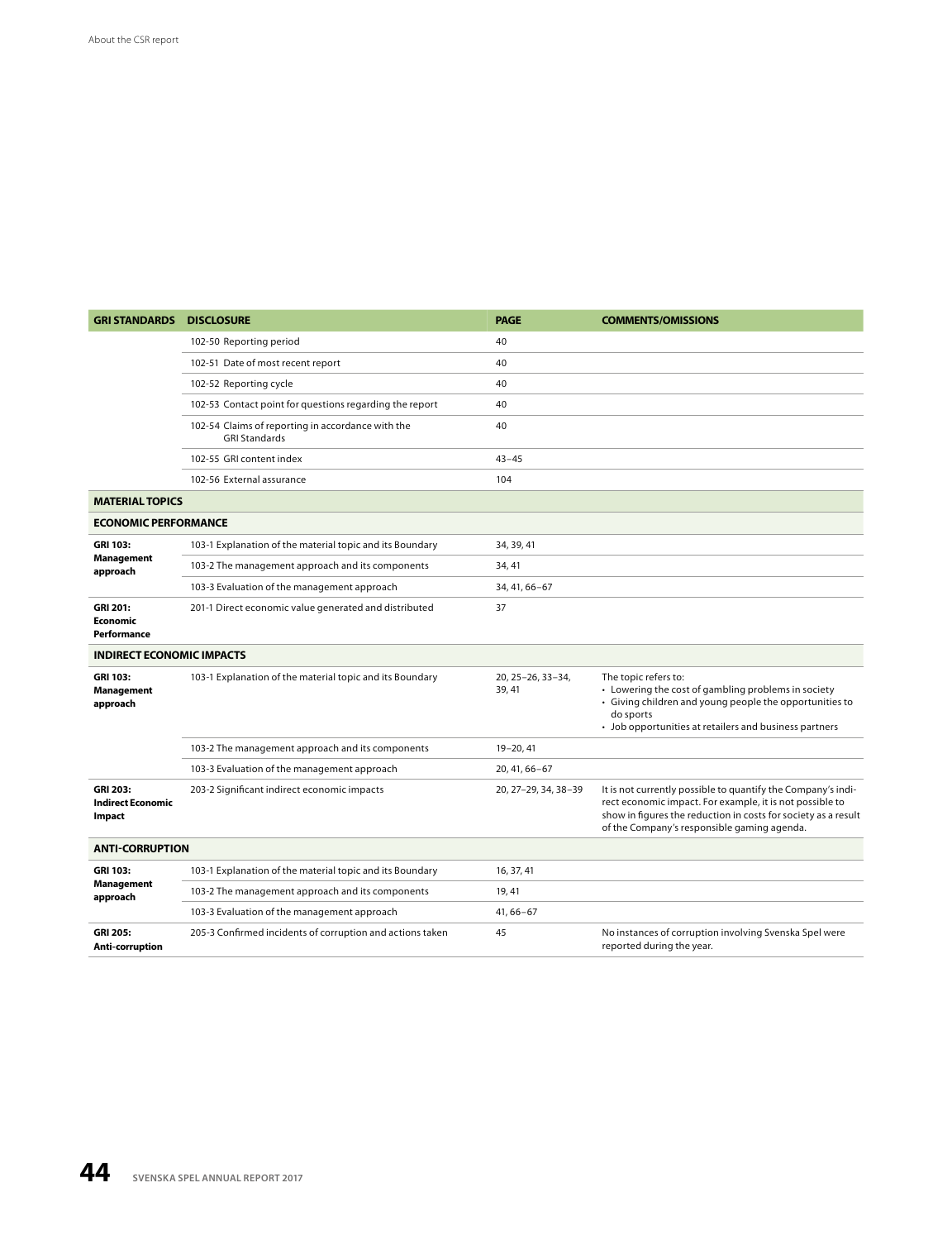| GRI STANDARDS | DISCLOSURE | PAGE | COMMENTS/OMISSIONS |
|---|---|---|---|
| | 102-50 Reporting period | 40 | |
| | 102-51 Date of most recent report | 40 | |
| | 102-52 Reporting cycle | 40 | |
| | 102-53 Contact point for questions regarding the report | 40 | |
| | 102-54 Claims of reporting in accordance with the GRI Standards | 40 | |
| | 102-55 GRI content index | 43–45 | |
| | 102-56 External assurance | 104 | |
| **MATERIAL TOPICS** | | | |
| **ECONOMIC PERFORMANCE** | | | |
| **GRI 103: Management approach** | 103-1 Explanation of the material topic and its Boundary | 34, 39, 41 | |
| | 103-2 The management approach and its components | 34, 41 | |
| | 103-3 Evaluation of the management approach | 34, 41, 66–67 | |
| **GRI 201: Economic Performance** | 201-1 Direct economic value generated and distributed | 37 | |
| **INDIRECT ECONOMIC IMPACTS** | | | |
| **GRI 103: Management approach** | 103-1 Explanation of the material topic and its Boundary | 20, 25–26, 33–34, 39, 41 | The topic refers to: • Lowering the cost of gambling problems in society • Giving children and young people the opportunities to do sports • Job opportunities at retailers and business partners |
| | 103-2 The management approach and its components | 19–20, 41 | |
| | 103-3 Evaluation of the management approach | 20, 41, 66–67 | |
| **GRI 203: Indirect Economic Impact** | 203-2 Significant indirect economic impacts | 20, 27–29, 34, 38–39 | It is not currently possible to quantify the Company's indirect economic impact. For example, it is not possible to show in figures the reduction in costs for society as a result of the Company's responsible gaming agenda. |
| **ANTI-CORRUPTION** | | | |
| **GRI 103: Management approach** | 103-1 Explanation of the material topic and its Boundary | 16, 37, 41 | |
| | 103-2 The management approach and its components | 19, 41 | |
| | 103-3 Evaluation of the management approach | 41, 66–67 | |
| **GRI 205: Anti-corruption** | 205-3 Confirmed incidents of corruption and actions taken | 45 | No instances of corruption involving Svenska Spel were reported during the year. |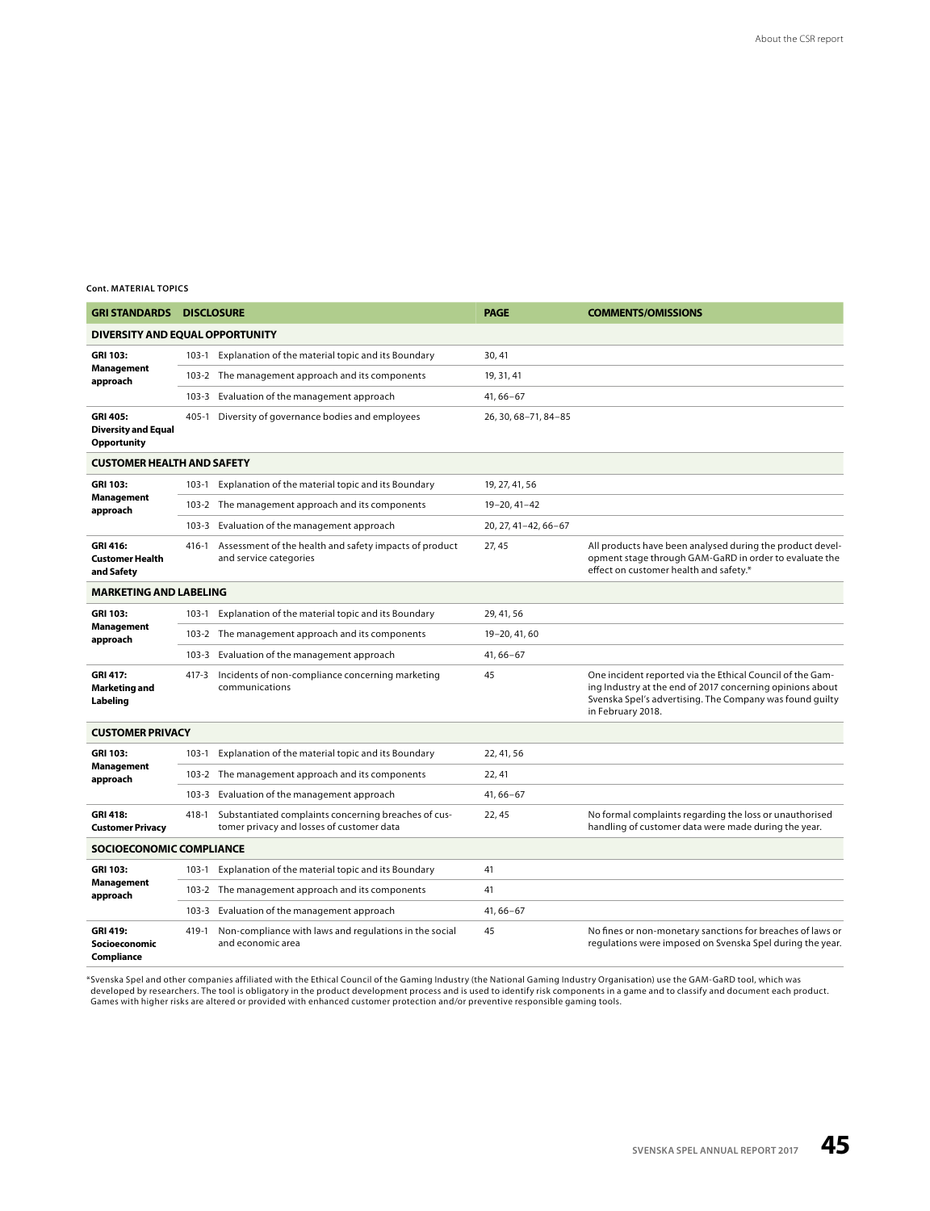**Cont. MATERIAL TOPICS**

| GRI STANDARDS | DISCLOSURE | | PAGE | COMMENTS/OMISSIONS |
|---|---|---|---|---|
| **DIVERSITY AND EQUAL OPPORTUNITY** | | | | |
| **GRI 103: Management approach** | 103-1 | Explanation of the material topic and its Boundary | 30, 41 | |
| | 103-2 | The management approach and its components | 19, 31, 41 | |
| | 103-3 | Evaluation of the management approach | 41, 66–67 | |
| **GRI 405: Diversity and Equal Opportunity** | 405-1 | Diversity of governance bodies and employees | 26, 30, 68–71, 84–85 | |
| **CUSTOMER HEALTH AND SAFETY** | | | | |
| **GRI 103: Management approach** | 103-1 | Explanation of the material topic and its Boundary | 19, 27, 41, 56 | |
| | 103-2 | The management approach and its components | 19–20, 41–42 | |
| | 103-3 | Evaluation of the management approach | 20, 27, 41–42, 66–67 | |
| **GRI 416: Customer Health and Safety** | 416-1 | Assessment of the health and safety impacts of product and service categories | 27, 45 | All products have been analysed during the product development stage through GAM-GaRD in order to evaluate the effect on customer health and safety.* |
| **MARKETING AND LABELING** | | | | |
| **GRI 103: Management approach** | 103-1 | Explanation of the material topic and its Boundary | 29, 41, 56 | |
| | 103-2 | The management approach and its components | 19–20, 41, 60 | |
| | 103-3 | Evaluation of the management approach | 41, 66–67 | |
| **GRI 417: Marketing and Labeling** | 417-3 | Incidents of non-compliance concerning marketing communications | 45 | One incident reported via the Ethical Council of the Gaming Industry at the end of 2017 concerning opinions about Svenska Spel's advertising. The Company was found guilty in February 2018. |
| **CUSTOMER PRIVACY** | | | | |
| **GRI 103: Management approach** | 103-1 | Explanation of the material topic and its Boundary | 22, 41, 56 | |
| | 103-2 | The management approach and its components | 22, 41 | |
| | 103-3 | Evaluation of the management approach | 41, 66–67 | |
| **GRI 418: Customer Privacy** | 418-1 | Substantiated complaints concerning breaches of customer privacy and losses of customer data | 22, 45 | No formal complaints regarding the loss or unauthorised handling of customer data were made during the year. |
| **SOCIOECONOMIC COMPLIANCE** | | | | |
| **GRI 103: Management approach** | 103-1 | Explanation of the material topic and its Boundary | 41 | |
| | 103-2 | The management approach and its components | 41 | |
| | 103-3 | Evaluation of the management approach | 41, 66–67 | |
| **GRI 419: Socioeconomic Compliance** | 419-1 | Non-compliance with laws and regulations in the social and economic area | 45 | No fines or non-monetary sanctions for breaches of laws or regulations were imposed on Svenska Spel during the year. |

*Svenska Spel and other companies affiliated with the Ethical Council of the Gaming Industry (the National Gaming Industry Organisation) use the GAM-GaRD tool, which was developed by researchers. The tool is obligatory in the product development process and is used to identify risk components in a game and to classify and document each product. Games with higher risks are altered or provided with enhanced customer protection and/or preventive responsible gaming tools.